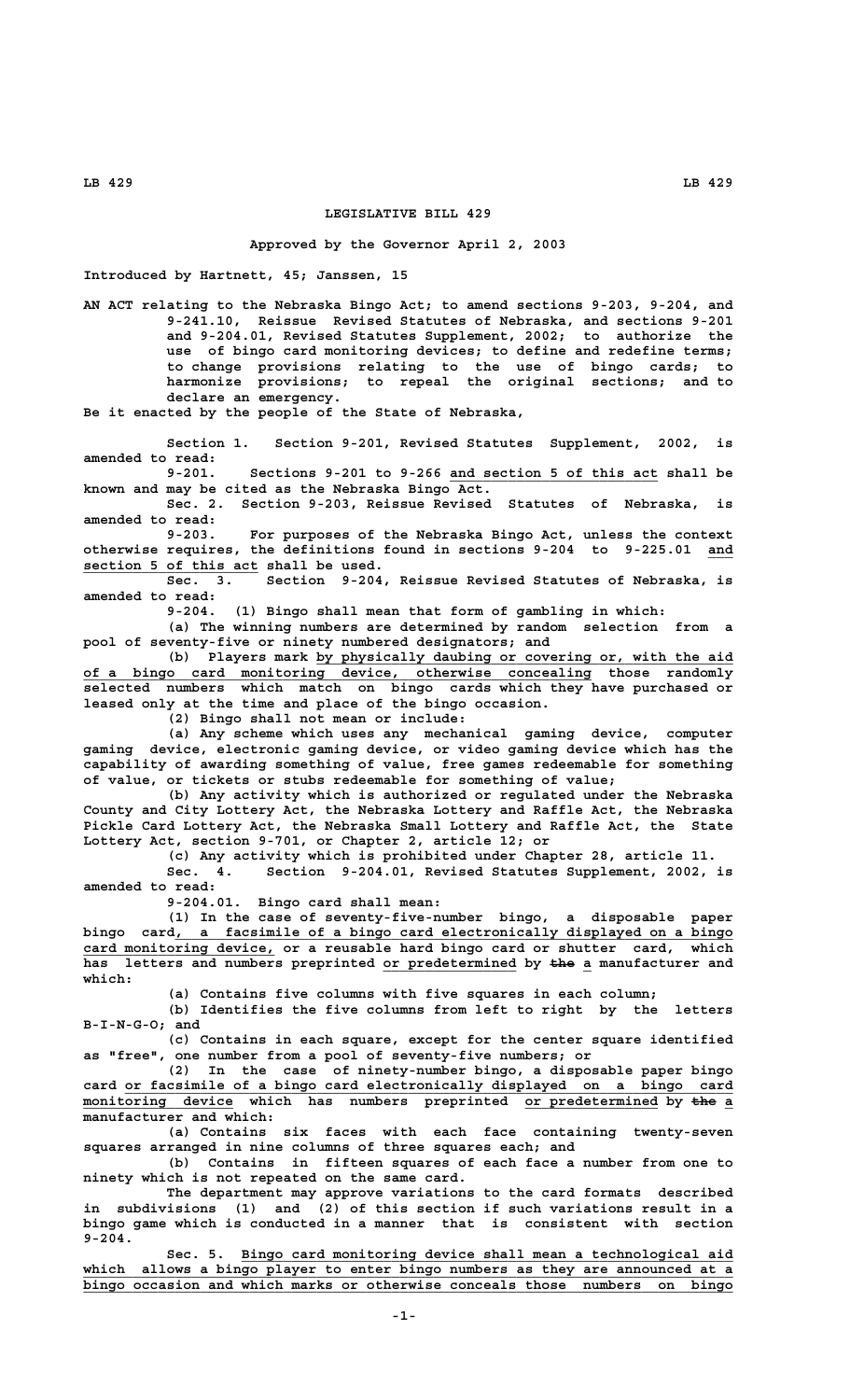# LEGISLATIVE BILL 429

**Approved by the Governor April 2, 2003**

Introduced by Hartnett, 45; Janssen, 15

AN ACT relating to the Nebraska Bingo Act; to amend sections 9-203, 9-204, and 9-241.10, Reissue Revised Statutes of Nebraska, and sections 9-201 and 9-204.01, Revised Statutes Supplement, 2002; to authorize the use of bingo card monitoring devices; to define and redefine terms; to change provisions relating to the use of bingo cards; to harmonize provisions; to repeal the original sections; and to declare an emergency.

Be it enacted by the people of the State of Nebraska,

Section 1. Section 9-201, Revised Statutes Supplement, 2002, is amended to read:

9-201. Sections 9-201 to 9-266 and section 5 of this act shall be known and may be cited as the Nebraska Bingo Act.

Sec. 2. Section 9-203, Reissue Revised Statutes of Nebraska, is amended to read:

9-203. For purposes of the Nebraska Bingo Act, unless the context otherwise requires, the definitions found in sections 9-204 to 9-225.01 and section 5 of this act shall be used.

Sec. 3. Section 9-204, Reissue Revised Statutes of Nebraska, is amended to read:

9-204. (1) Bingo shall mean that form of gambling in which:

(a) The winning numbers are determined by random selection from a pool of seventy-five or ninety numbered designators; and

(b) Players mark by physically daubing or covering or, with the aid of a bingo card monitoring device, otherwise concealing those randomly selected numbers which match on bingo cards which they have purchased or leased only at the time and place of the bingo occasion.

(2) Bingo shall not mean or include:

(a) Any scheme which uses any mechanical gaming device, computer gaming device, electronic gaming device, or video gaming device which has the capability of awarding something of value, free games redeemable for something of value, or tickets or stubs redeemable for something of value;

(b) Any activity which is authorized or regulated under the Nebraska County and City Lottery Act, the Nebraska Lottery and Raffle Act, the Nebraska Pickle Card Lottery Act, the Nebraska Small Lottery and Raffle Act, the State Lottery Act, section 9-701, or Chapter 2, article 12; or

(c) Any activity which is prohibited under Chapter 28, article 11.

Sec. 4. Section 9-204.01, Revised Statutes Supplement, 2002, is amended to read:

9-204.01. Bingo card shall mean:

(1) In the case of seventy-five-number bingo, a disposable paper bingo card, a facsimile of a bingo card electronically displayed on a bingo card monitoring device, or a reusable hard bingo card or shutter card, which has letters and numbers preprinted or predetermined by ~~the~~ a manufacturer and which:

(a) Contains five columns with five squares in each column;

(b) Identifies the five columns from left to right by the letters B-I-N-G-O; and

(c) Contains in each square, except for the center square identified as "free", one number from a pool of seventy-five numbers; or

(2) In the case of ninety-number bingo, a disposable paper bingo card or facsimile of a bingo card electronically displayed on a bingo card monitoring device which has numbers preprinted or predetermined by ~~the~~ a manufacturer and which:

(a) Contains six faces with each face containing twenty-seven squares arranged in nine columns of three squares each; and

(b) Contains in fifteen squares of each face a number from one to ninety which is not repeated on the same card.

The department may approve variations to the card formats described in subdivisions (1) and (2) of this section if such variations result in a bingo game which is conducted in a manner that is consistent with section 9-204.

Sec. 5. Bingo card monitoring device shall mean a technological aid which allows a bingo player to enter bingo numbers as they are announced at a bingo occasion and which marks or otherwise conceals those numbers on bingo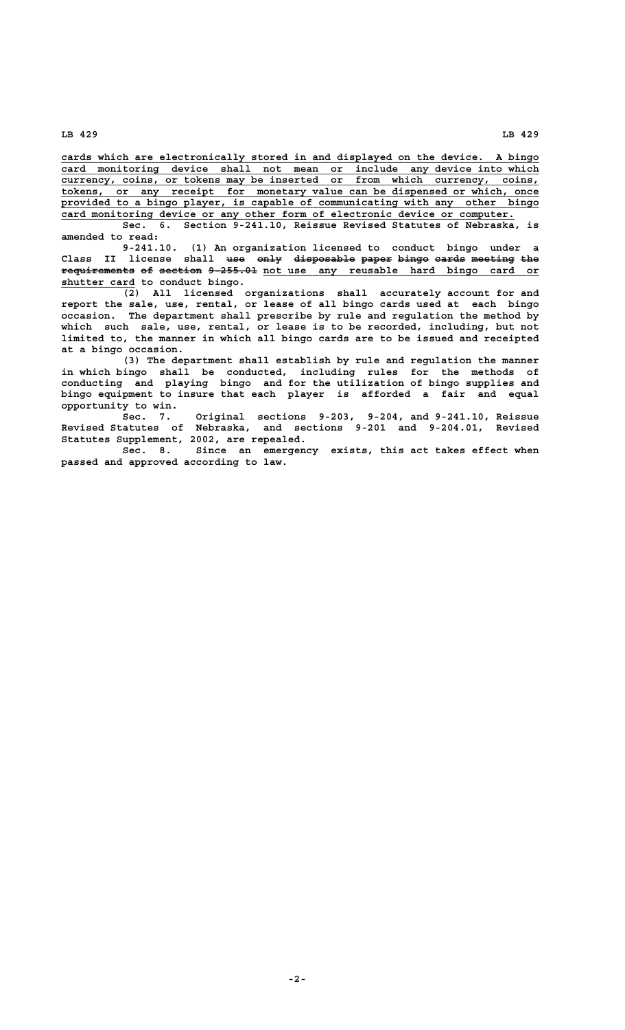cards which are electronically stored in and displayed on the device. A bingo card monitoring device shall not mean or include any device into which currency, coins, or tokens may be inserted or from which currency, coins, tokens, or any receipt for monetary value can be dispensed or which, once provided to a bingo player, is capable of communicating with any other bingo card monitoring device or any other form of electronic device or computer.

Sec. 6. Section 9-241.10, Reissue Revised Statutes of Nebraska, is amended to read:

9-241.10. (1) An organization licensed to conduct bingo under a Class II license shall ~~use only disposable paper bingo cards meeting the requirements of section 9-255.01~~ not use any reusable hard bingo card or shutter card to conduct bingo.

(2) All licensed organizations shall accurately account for and report the sale, use, rental, or lease of all bingo cards used at each bingo occasion. The department shall prescribe by rule and regulation the method by which such sale, use, rental, or lease is to be recorded, including, but not limited to, the manner in which all bingo cards are to be issued and receipted at a bingo occasion.

(3) The department shall establish by rule and regulation the manner in which bingo shall be conducted, including rules for the methods of conducting and playing bingo and for the utilization of bingo supplies and bingo equipment to insure that each player is afforded a fair and equal opportunity to win.

Sec. 7. Original sections 9-203, 9-204, and 9-241.10, Reissue Revised Statutes of Nebraska, and sections 9-201 and 9-204.01, Revised Statutes Supplement, 2002, are repealed.

Sec. 8. Since an emergency exists, this act takes effect when passed and approved according to law.